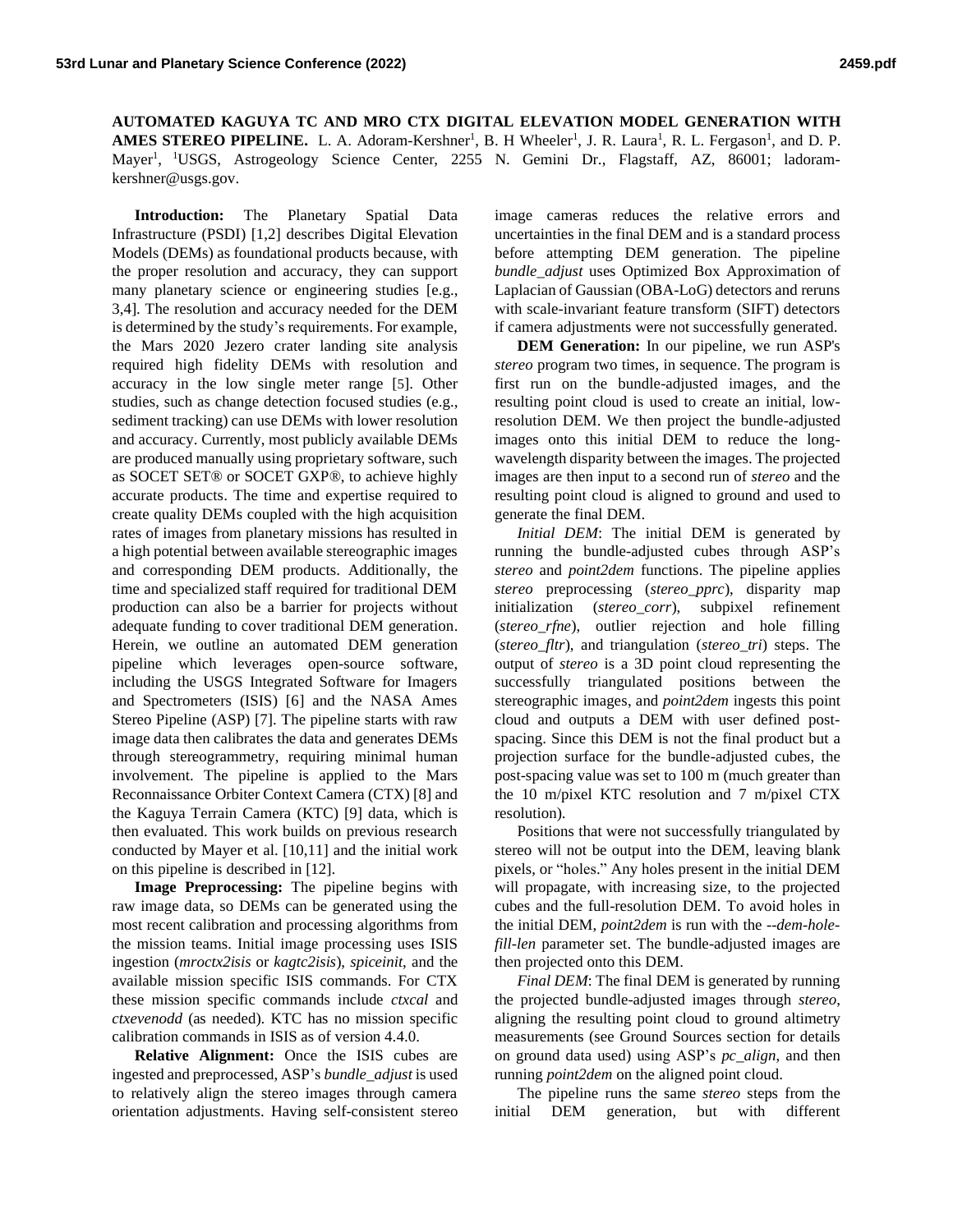**AUTOMATED KAGUYA TC AND MRO CTX DIGITAL ELEVATION MODEL GENERATION WITH AMES STEREO PIPELINE.** L. A. Adoram-Kershner[1], B. H Wheeler[1], J. R. Laura[1], R. L. Fergason[1], and D. P. Mayer[1], [1]USGS, Astrogeology Science Center, 2255 N. Gemini Dr., Flagstaff, AZ, 86001; ladoram-kershner@usgs.gov.

**Introduction:** The Planetary Spatial Data Infrastructure (PSDI) [1,2] describes Digital Elevation Models (DEMs) as foundational products because, with the proper resolution and accuracy, they can support many planetary science or engineering studies [e.g., 3,4]. The resolution and accuracy needed for the DEM is determined by the study's requirements. For example, the Mars 2020 Jezero crater landing site analysis required high fidelity DEMs with resolution and accuracy in the low single meter range [5]. Other studies, such as change detection focused studies (e.g., sediment tracking) can use DEMs with lower resolution and accuracy. Currently, most publicly available DEMs are produced manually using proprietary software, such as SOCET SET® or SOCET GXP®, to achieve highly accurate products. The time and expertise required to create quality DEMs coupled with the high acquisition rates of images from planetary missions has resulted in a high potential between available stereographic images and corresponding DEM products. Additionally, the time and specialized staff required for traditional DEM production can also be a barrier for projects without adequate funding to cover traditional DEM generation. Herein, we outline an automated DEM generation pipeline which leverages open-source software, including the USGS Integrated Software for Imagers and Spectrometers (ISIS) [6] and the NASA Ames Stereo Pipeline (ASP) [7]. The pipeline starts with raw image data then calibrates the data and generates DEMs through stereogrammetry, requiring minimal human involvement. The pipeline is applied to the Mars Reconnaissance Orbiter Context Camera (CTX) [8] and the Kaguya Terrain Camera (KTC) [9] data, which is then evaluated. This work builds on previous research conducted by Mayer et al. [10,11] and the initial work on this pipeline is described in [12].

**Image Preprocessing:** The pipeline begins with raw image data, so DEMs can be generated using the most recent calibration and processing algorithms from the mission teams. Initial image processing uses ISIS ingestion (*mroctx2isis* or *kagtc2isis*), *spiceinit*, and the available mission specific ISIS commands. For CTX these mission specific commands include *ctxcal* and *ctxevenodd* (as needed). KTC has no mission specific calibration commands in ISIS as of version 4.4.0.

**Relative Alignment:** Once the ISIS cubes are ingested and preprocessed, ASP's *bundle_adjust* is used to relatively align the stereo images through camera orientation adjustments. Having self-consistent stereo image cameras reduces the relative errors and uncertainties in the final DEM and is a standard process before attempting DEM generation. The pipeline *bundle_adjust* uses Optimized Box Approximation of Laplacian of Gaussian (OBA-LoG) detectors and reruns with scale-invariant feature transform (SIFT) detectors if camera adjustments were not successfully generated.

**DEM Generation:** In our pipeline, we run ASP's *stereo* program two times, in sequence. The program is first run on the bundle-adjusted images, and the resulting point cloud is used to create an initial, low-resolution DEM. We then project the bundle-adjusted images onto this initial DEM to reduce the long-wavelength disparity between the images. The projected images are then input to a second run of *stereo* and the resulting point cloud is aligned to ground and used to generate the final DEM.

*Initial DEM*: The initial DEM is generated by running the bundle-adjusted cubes through ASP's *stereo* and *point2dem* functions. The pipeline applies *stereo* preprocessing (*stereo_pprc*), disparity map initialization (*stereo_corr*), subpixel refinement (*stereo_rfne*), outlier rejection and hole filling (*stereo_fltr*), and triangulation (*stereo_tri*) steps. The output of *stereo* is a 3D point cloud representing the successfully triangulated positions between the stereographic images, and *point2dem* ingests this point cloud and outputs a DEM with user defined post-spacing. Since this DEM is not the final product but a projection surface for the bundle-adjusted cubes, the post-spacing value was set to 100 m (much greater than the 10 m/pixel KTC resolution and 7 m/pixel CTX resolution).

Positions that were not successfully triangulated by stereo will not be output into the DEM, leaving blank pixels, or "holes." Any holes present in the initial DEM will propagate, with increasing size, to the projected cubes and the full-resolution DEM. To avoid holes in the initial DEM, *point2dem* is run with the *--dem-hole-fill-len* parameter set. The bundle-adjusted images are then projected onto this DEM.

*Final DEM*: The final DEM is generated by running the projected bundle-adjusted images through *stereo*, aligning the resulting point cloud to ground altimetry measurements (see Ground Sources section for details on ground data used) using ASP's *pc_align*, and then running *point2dem* on the aligned point cloud.

The pipeline runs the same *stereo* steps from the initial DEM generation, but with different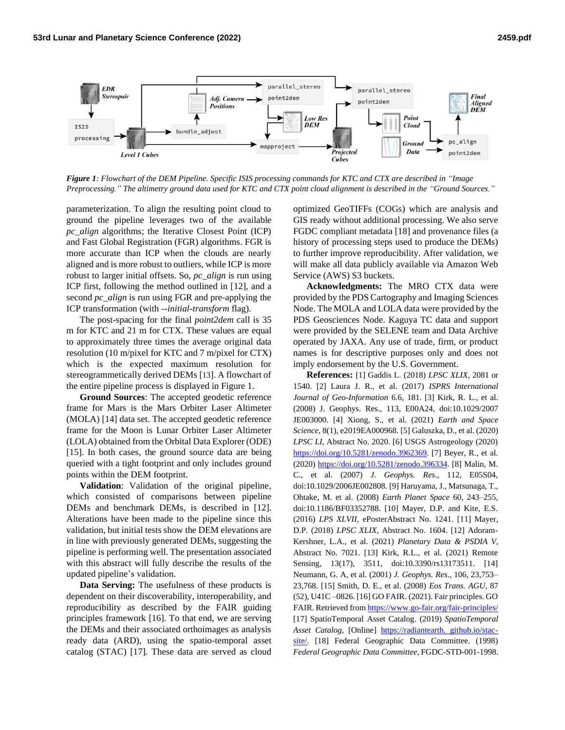EDR Stereopair

ISIS processing

Level 1 Cubes

bundle_adjust

Adj. Camera Positions

parallel_stereo
point2dem

Low Res DEM

mapproject

Projected Cubes

parallel_stereo
point2dem

Point Cloud

Ground Data

pc_align
point2dem

Final Aligned DEM

***Figure 1**: Flowchart of the DEM Pipeline. Specific ISIS processing commands for KTC and CTX are described in "Image Preprocessing." The altimetry ground data used for KTC and CTX point cloud alignment is described in the "Ground Sources."*

parameterization. To align the resulting point cloud to ground the pipeline leverages two of the available *pc_align* algorithms; the Iterative Closest Point (ICP) and Fast Global Registration (FGR) algorithms. FGR is more accurate than ICP when the clouds are nearly aligned and is more robust to outliers, while ICP is more robust to larger initial offsets. So, *pc_align* is run using ICP first, following the method outlined in [12], and a second *pc_align* is run using FGR and pre-applying the ICP transformation (with *--initial-transform* flag).

The post-spacing for the final *point2dem* call is 35 m for KTC and 21 m for CTX. These values are equal to approximately three times the average original data resolution (10 m/pixel for KTC and 7 m/pixel for CTX) which is the expected maximum resolution for stereogrammetically derived DEMs [13]. A flowchart of the entire pipeline process is displayed in Figure 1.

**Ground Sources**: The accepted geodetic reference frame for Mars is the Mars Orbiter Laser Altimeter (MOLA) [14] data set. The accepted geodetic reference frame for the Moon is Lunar Orbiter Laser Altimeter (LOLA) obtained from the Orbital Data Explorer (ODE) [15]. In both cases, the ground source data are being queried with a tight footprint and only includes ground points within the DEM footprint.

**Validation**: Validation of the original pipeline, which consisted of comparisons between pipeline DEMs and benchmark DEMs, is described in [12]. Alterations have been made to the pipeline since this validation, but initial tests show the DEM elevations are in line with previously generated DEMs, suggesting the pipeline is performing well. The presentation associated with this abstract will fully describe the results of the updated pipeline's validation.

**Data Serving:** The usefulness of these products is dependent on their discoverability, interoperability, and reproducibility as described by the FAIR guiding principles framework [16]. To that end, we are serving the DEMs and their associated orthoimages as analysis ready data (ARD), using the spatio-temporal asset catalog (STAC) [17]. These data are served as cloud optimized GeoTIFFs (COGs) which are analysis and GIS ready without additional processing. We also serve FGDC compliant metadata [18] and provenance files (a history of processing steps used to produce the DEMs) to further improve reproducibility. After validation, we will make all data publicly available via Amazon Web Service (AWS) S3 buckets.

**Acknowledgments:** The MRO CTX data were provided by the PDS Cartography and Imaging Sciences Node. The MOLA and LOLA data were provided by the PDS Geosciences Node. Kaguya TC data and support were provided by the SELENE team and Data Archive operated by JAXA. Any use of trade, firm, or product names is for descriptive purposes only and does not imply endorsement by the U.S. Government.

**References:** [1] Gaddis L. (2018) *LPSC XLIX*, 2081 or 1540. [2] Laura J. R., et al. (2017) *ISPRS International Journal of Geo-Information* 6.6, 181. [3] Kirk, R. L., et al. (2008) J. Geophys. Res., 113, E00A24, doi:10.1029/2007 JE003000. [4] Xiong, S., et al. (2021) *Earth and Space Science*, 8(1), e2019EA000968. [5] Galuszka, D., et al. (2020) *LPSC LI*, Abstract No. 2020. [6] USGS Astrogeology (2020) https://doi.org/10.5281/zenodo.3962369. [7] Beyer, R., et al. (2020) https://doi.org/10.5281/zenodo.396334. [8] Malin, M. C., et al. (2007) *J. Geophys. Res*., 112, E05S04, doi:10.1029/2006JE002808. [9] Haruyama, J., Matsunaga, T., Ohtake, M. et al. (2008) *Earth Planet Space* 60, 243–255, doi:10.1186/BF03352788. [10] Mayer, D.P. and Kite, E.S. (2016) *LPS XLVII*, ePosterAbstract No. 1241. [11] Mayer, D.P. (2018) *LPSC XLIX*, Abstract No. 1604. [12] Adoram-Kershner, L.A., et al. (2021) *Planetary Data & PSDIA V*, Abstract No. 7021. [13] Kirk, R.L., et al. (2021) Remote Sensing, 13(17), 3511, doi:10.3390/rs13173511. [14] Neumann, G. A, et al. (2001) *J. Geophys. Res*., 106, 23,753–23,768. [15] Smith, D. E., et al. (2008) *Eos Trans. AGU*, 87 (52), U41C –0826. [16] GO FAIR. (2021). Fair principles. GO FAIR. Retrieved from https://www.go-fair.org/fair-principles/ [17] SpatioTemporal Asset Catalog. (2019) *SpatioTemporal Asset Catalog*, [Online] https://radiantearth. github.io/stac-site/. [18] Federal Geographic Data Committee. (1998) *Federal Geographic Data Committee*, FGDC-STD-001-1998.